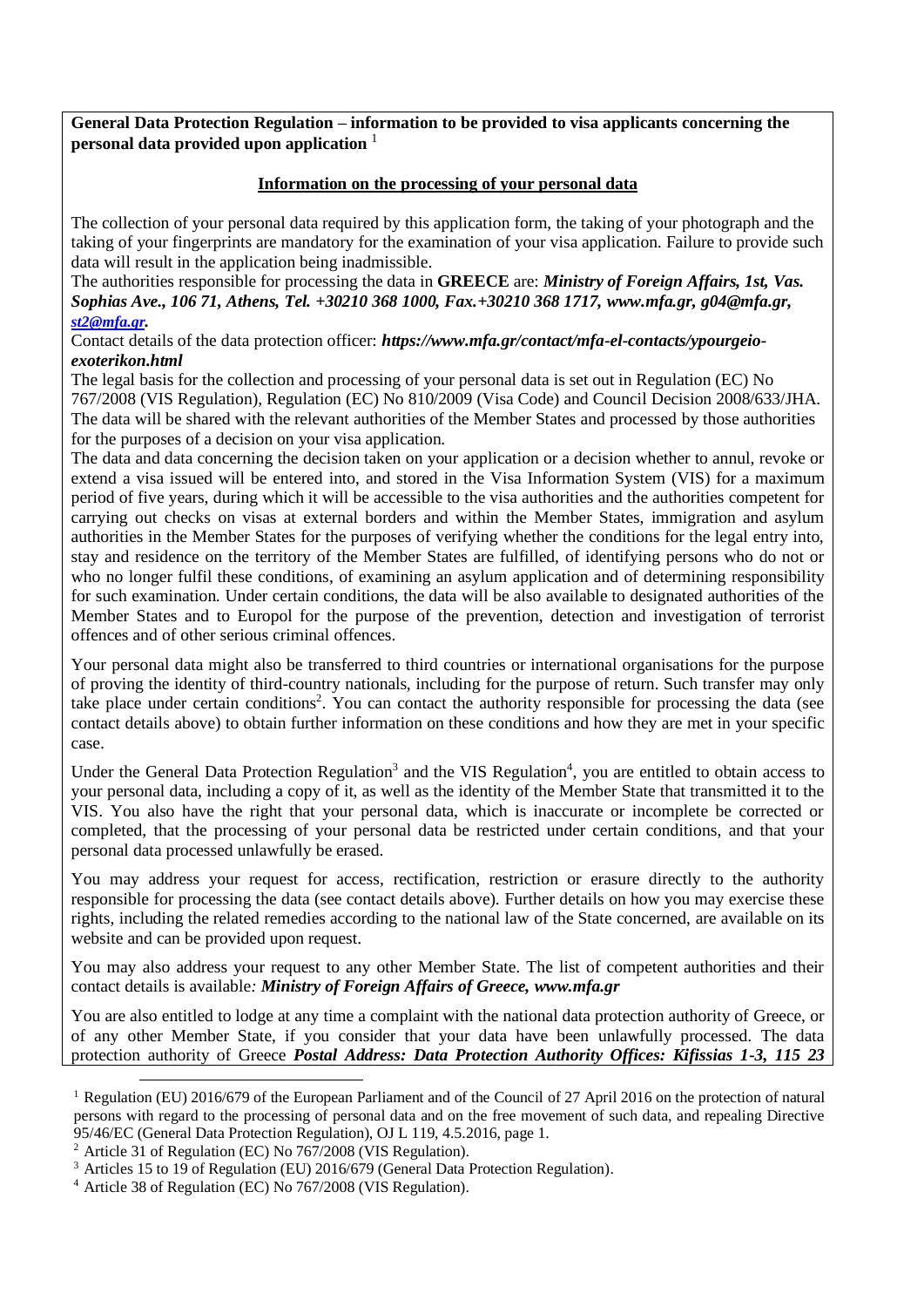**General Data Protection Regulation – information to be provided to visa applicants concerning the personal data provided upon application** [1]

**Information on the processing of your personal data**

The collection of your personal data required by this application form, the taking of your photograph and the taking of your fingerprints are mandatory for the examination of your visa application. Failure to provide such data will result in the application being inadmissible.

The authorities responsible for processing the data in **GREECE** are: ***Ministry of Foreign Affairs, 1st, Vas. Sophias Ave., 106 71, Athens, Tel. +30210 368 1000, Fax.+30210 368 1717, www.mfa.gr, g04@mfa.gr, st2@mfa.gr.***

Contact details of the data protection officer: ***https://www.mfa.gr/contact/mfa-el-contacts/ypourgeio-exoterikon.html***

The legal basis for the collection and processing of your personal data is set out in Regulation (EC) No 767/2008 (VIS Regulation), Regulation (EC) No 810/2009 (Visa Code) and Council Decision 2008/633/JHA. The data will be shared with the relevant authorities of the Member States and processed by those authorities for the purposes of a decision on your visa application.

The data and data concerning the decision taken on your application or a decision whether to annul, revoke or extend a visa issued will be entered into, and stored in the Visa Information System (VIS) for a maximum period of five years, during which it will be accessible to the visa authorities and the authorities competent for carrying out checks on visas at external borders and within the Member States, immigration and asylum authorities in the Member States for the purposes of verifying whether the conditions for the legal entry into, stay and residence on the territory of the Member States are fulfilled, of identifying persons who do not or who no longer fulfil these conditions, of examining an asylum application and of determining responsibility for such examination. Under certain conditions, the data will be also available to designated authorities of the Member States and to Europol for the purpose of the prevention, detection and investigation of terrorist offences and of other serious criminal offences.

Your personal data might also be transferred to third countries or international organisations for the purpose of proving the identity of third-country nationals, including for the purpose of return. Such transfer may only take place under certain conditions[2]. You can contact the authority responsible for processing the data (see contact details above) to obtain further information on these conditions and how they are met in your specific case.

Under the General Data Protection Regulation[3] and the VIS Regulation[4], you are entitled to obtain access to your personal data, including a copy of it, as well as the identity of the Member State that transmitted it to the VIS. You also have the right that your personal data, which is inaccurate or incomplete be corrected or completed, that the processing of your personal data be restricted under certain conditions, and that your personal data processed unlawfully be erased.

You may address your request for access, rectification, restriction or erasure directly to the authority responsible for processing the data (see contact details above). Further details on how you may exercise these rights, including the related remedies according to the national law of the State concerned, are available on its website and can be provided upon request.

You may also address your request to any other Member State. The list of competent authorities and their contact details is available*:* ***Ministry of Foreign Affairs of Greece, www.mfa.gr***

You are also entitled to lodge at any time a complaint with the national data protection authority of Greece, or of any other Member State, if you consider that your data have been unlawfully processed. The data protection authority of Greece ***Postal Address: Data Protection Authority Offices: Kifissias 1-3, 115 23***

---

[1] Regulation (EU) 2016/679 of the European Parliament and of the Council of 27 April 2016 on the protection of natural persons with regard to the processing of personal data and on the free movement of such data, and repealing Directive 95/46/EC (General Data Protection Regulation), OJ L 119, 4.5.2016, page 1.

[2] Article 31 of Regulation (EC) No 767/2008 (VIS Regulation).

[3] Articles 15 to 19 of Regulation (EU) 2016/679 (General Data Protection Regulation).

[4] Article 38 of Regulation (EC) No 767/2008 (VIS Regulation).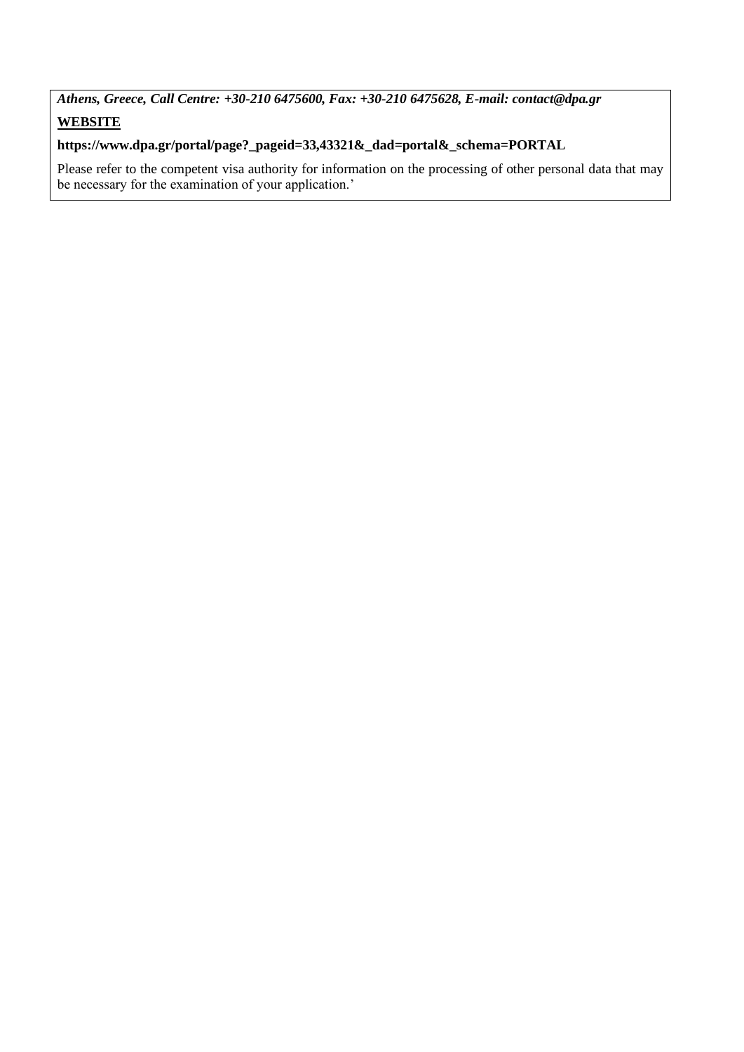*Athens, Greece, Call Centre: +30-210 6475600, Fax: +30-210 6475628, E-mail: contact@dpa.gr*

**WEBSITE**

**https://www.dpa.gr/portal/page?_pageid=33,43321&_dad=portal&_schema=PORTAL**

Please refer to the competent visa authority for information on the processing of other personal data that may be necessary for the examination of your application.'